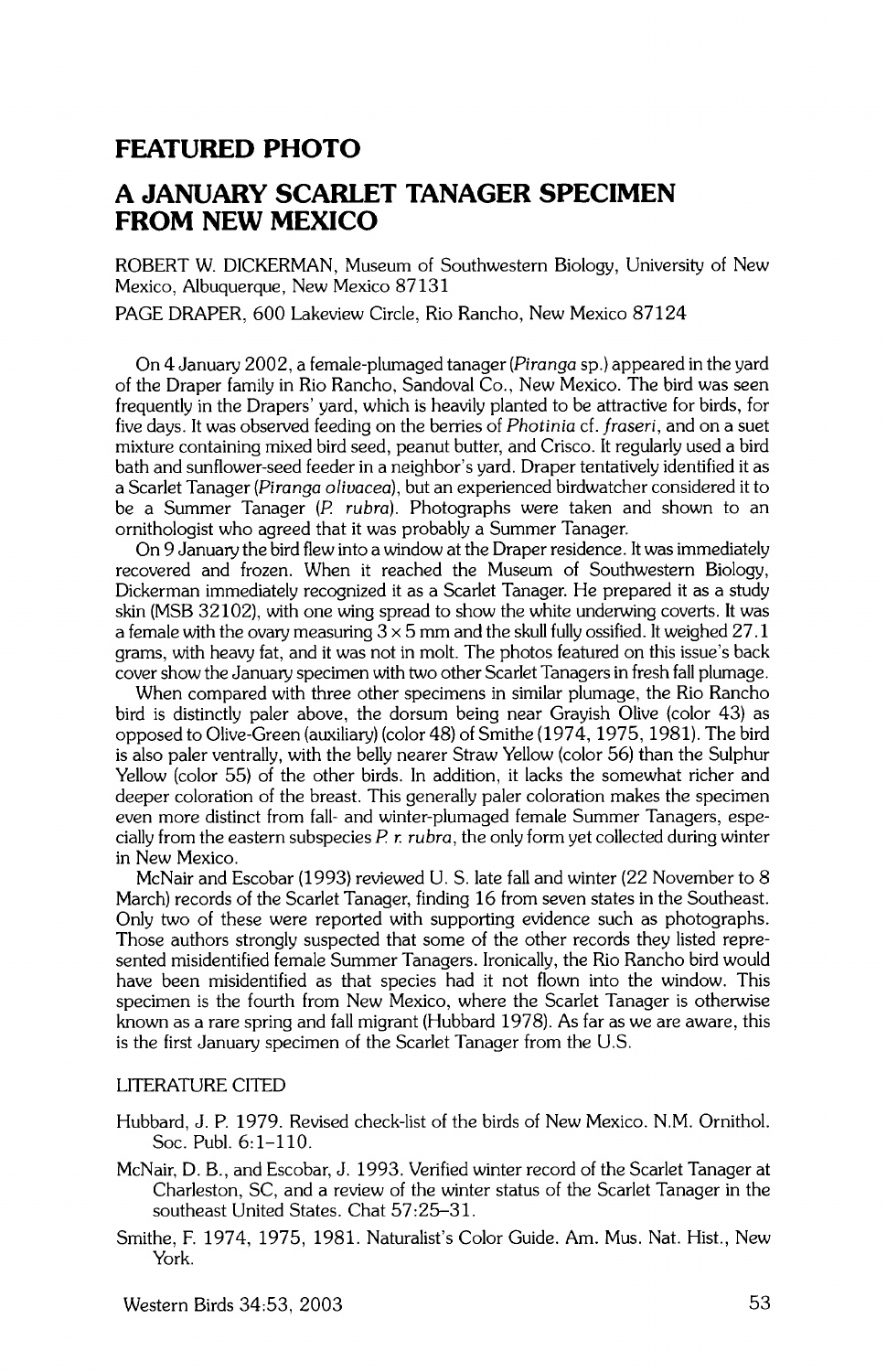## FEATURED PHOTO

# A JANUARY SCARLET TANAGER SPECIMEN FROM NEW MEXICO

ROBERT W. DICKERMAN, Museum of Southwestern Biology, University of New Mexico, Albuquerque, New Mexico 87131

PAGE DRAPER, 600 Lakeview Circle, Rio Rancho, New Mexico 87124

On 4 January 2002, a female-plumaged tanager (*Piranga* sp.) appeared in the yard of the Draper family in Rio Rancho, Sandoval Co., New Mexico. The bird was seen frequently in the Drapers' yard, which is heavily planted to be attractive for birds, for five days. It was observed feeding on the berries of *Photinia* cf. *fraseri*, and on a suet mixture containing mixed bird seed, peanut butter, and Crisco. It regularly used a bird bath and sunflower-seed feeder in a neighbor's yard. Draper tentatively identified it as a Scarlet Tanager (*Piranga olivacea*), but an experienced birdwatcher considered it to be a Summer Tanager (*P. rubra*). Photographs were taken and shown to an ornithologist who agreed that it was probably a Summer Tanager.

On 9 January the bird flew into a window at the Draper residence. It was immediately recovered and frozen. When it reached the Museum of Southwestern Biology, Dickerman immediately recognized it as a Scarlet Tanager. He prepared it as a study skin (MSB 32102), with one wing spread to show the white underwing coverts. It was a female with the ovary measuring 3 × 5 mm and the skull fully ossified. It weighed 27.1 grams, with heavy fat, and it was not in molt. The photos featured on this issue's back cover show the January specimen with two other Scarlet Tanagers in fresh fall plumage.

When compared with three other specimens in similar plumage, the Rio Rancho bird is distinctly paler above, the dorsum being near Grayish Olive (color 43) as opposed to Olive-Green (auxiliary) (color 48) of Smithe (1974, 1975, 1981). The bird is also paler ventrally, with the belly nearer Straw Yellow (color 56) than the Sulphur Yellow (color 55) of the other birds. In addition, it lacks the somewhat richer and deeper coloration of the breast. This generally paler coloration makes the specimen even more distinct from fall- and winter-plumaged female Summer Tanagers, especially from the eastern subspecies *P. r. rubra*, the only form yet collected during winter in New Mexico.

McNair and Escobar (1993) reviewed U. S. late fall and winter (22 November to 8 March) records of the Scarlet Tanager, finding 16 from seven states in the Southeast. Only two of these were reported with supporting evidence such as photographs. Those authors strongly suspected that some of the other records they listed represented misidentified female Summer Tanagers. Ironically, the Rio Rancho bird would have been misidentified as that species had it not flown into the window. This specimen is the fourth from New Mexico, where the Scarlet Tanager is otherwise known as a rare spring and fall migrant (Hubbard 1978). As far as we are aware, this is the first January specimen of the Scarlet Tanager from the U.S.

### LITERATURE CITED

Hubbard, J. P. 1979. Revised check-list of the birds of New Mexico. N.M. Ornithol. Soc. Publ. 6:1–110.

McNair, D. B., and Escobar, J. 1993. Verified winter record of the Scarlet Tanager at Charleston, SC, and a review of the winter status of the Scarlet Tanager in the southeast United States. Chat 57:25–31.

Smithe, F. 1974, 1975, 1981. Naturalist's Color Guide. Am. Mus. Nat. Hist., New York.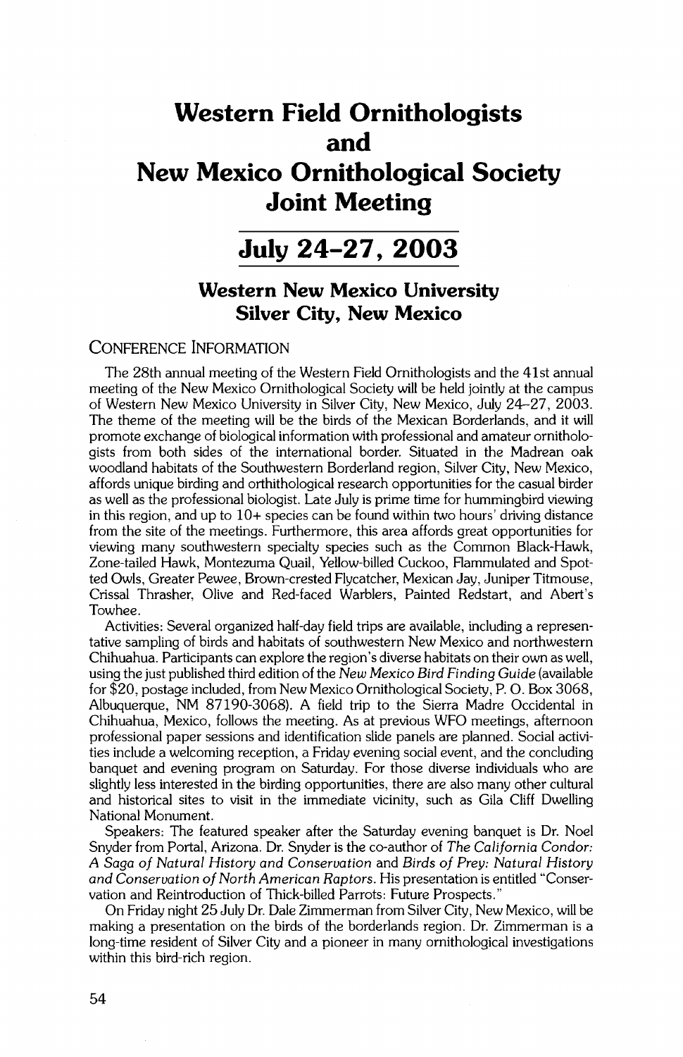# Western Field Ornithologists and New Mexico Ornithological Society Joint Meeting

## July 24–27, 2003

### Western New Mexico University Silver City, New Mexico

CONFERENCE INFORMATION

The 28th annual meeting of the Western Field Ornithologists and the 41st annual meeting of the New Mexico Ornithological Society will be held jointly at the campus of Western New Mexico University in Silver City, New Mexico, July 24–27, 2003. The theme of the meeting will be the birds of the Mexican Borderlands, and it will promote exchange of biological information with professional and amateur ornithologists from both sides of the international border. Situated in the Madrean oak woodland habitats of the Southwestern Borderland region, Silver City, New Mexico, affords unique birding and orthithological research opportunities for the casual birder as well as the professional biologist. Late July is prime time for hummingbird viewing in this region, and up to 10+ species can be found within two hours' driving distance from the site of the meetings. Furthermore, this area affords great opportunities for viewing many southwestern specialty species such as the Common Black-Hawk, Zone-tailed Hawk, Montezuma Quail, Yellow-billed Cuckoo, Flammulated and Spotted Owls, Greater Pewee, Brown-crested Flycatcher, Mexican Jay, Juniper Titmouse, Crissal Thrasher, Olive and Red-faced Warblers, Painted Redstart, and Abert's Towhee.

Activities: Several organized half-day field trips are available, including a representative sampling of birds and habitats of southwestern New Mexico and northwestern Chihuahua. Participants can explore the region's diverse habitats on their own as well, using the just published third edition of the *New Mexico Bird Finding Guide* (available for $20, postage included, from New Mexico Ornithological Society, P. O. Box 3068, Albuquerque, NM 87190-3068). A field trip to the Sierra Madre Occidental in Chihuahua, Mexico, follows the meeting. As at previous WFO meetings, afternoon professional paper sessions and identification slide panels are planned. Social activities include a welcoming reception, a Friday evening social event, and the concluding banquet and evening program on Saturday. For those diverse individuals who are slightly less interested in the birding opportunities, there are also many other cultural and historical sites to visit in the immediate vicinity, such as Gila Cliff Dwelling National Monument.

Speakers: The featured speaker after the Saturday evening banquet is Dr. Noel Snyder from Portal, Arizona. Dr. Snyder is the co-author of *The California Condor: A Saga of Natural History and Conservation* and *Birds of Prey: Natural History and Conservation of North American Raptors*. His presentation is entitled "Conservation and Reintroduction of Thick-billed Parrots: Future Prospects."

On Friday night 25 July Dr. Dale Zimmerman from Silver City, New Mexico, will be making a presentation on the birds of the borderlands region. Dr. Zimmerman is a long-time resident of Silver City and a pioneer in many ornithological investigations within this bird-rich region.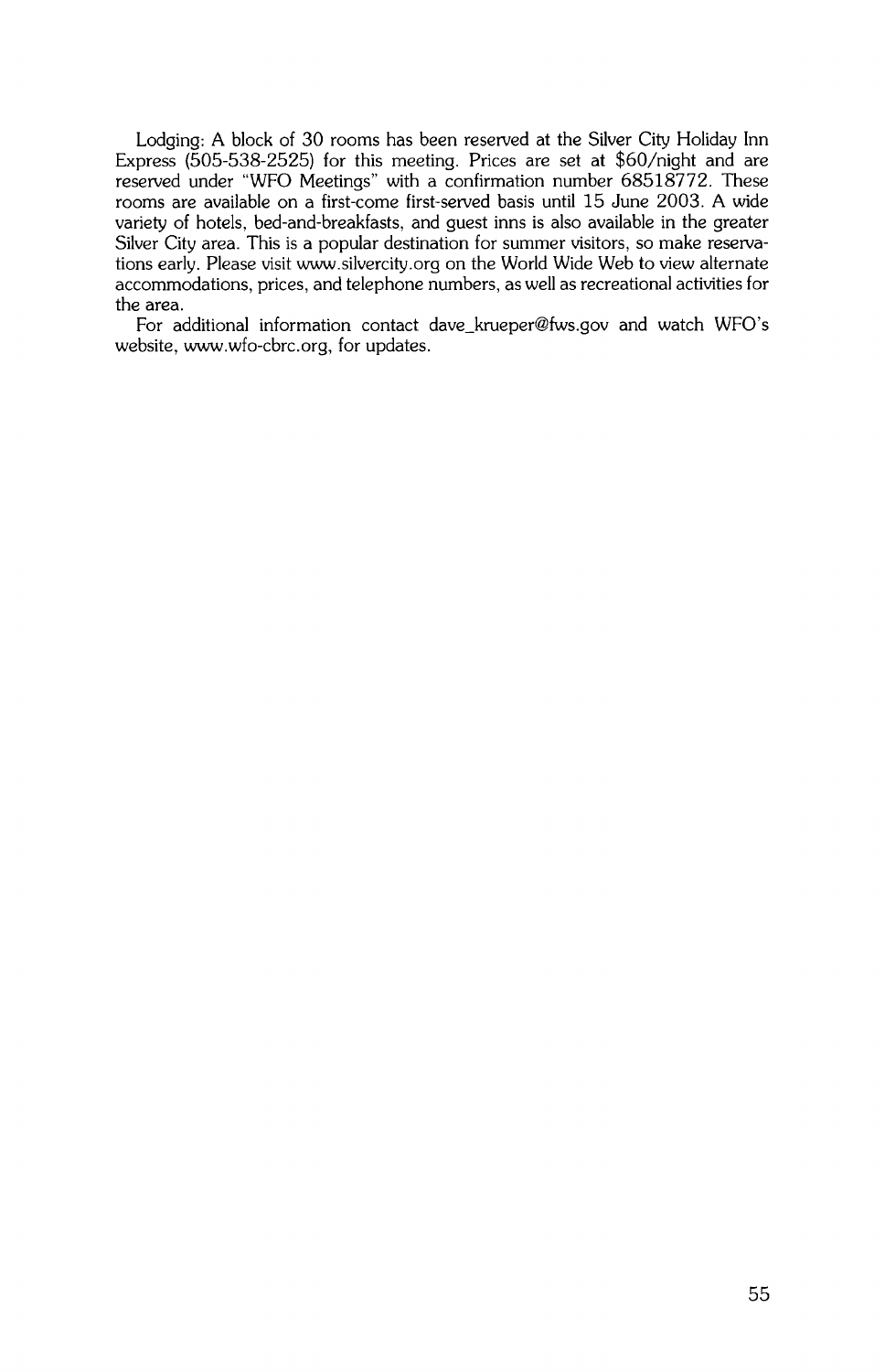Lodging: A block of 30 rooms has been reserved at the Silver City Holiday Inn Express (505-538-2525) for this meeting. Prices are set at $60/night and are reserved under "WFO Meetings" with a confirmation number 68518772. These rooms are available on a first-come first-served basis until 15 June 2003. A wide variety of hotels, bed-and-breakfasts, and guest inns is also available in the greater Silver City area. This is a popular destination for summer visitors, so make reservations early. Please visit www.silvercity.org on the World Wide Web to view alternate accommodations, prices, and telephone numbers, as well as recreational activities for the area.

For additional information contact dave_krueper@fws.gov and watch WFO's website, www.wfo-cbrc.org, for updates.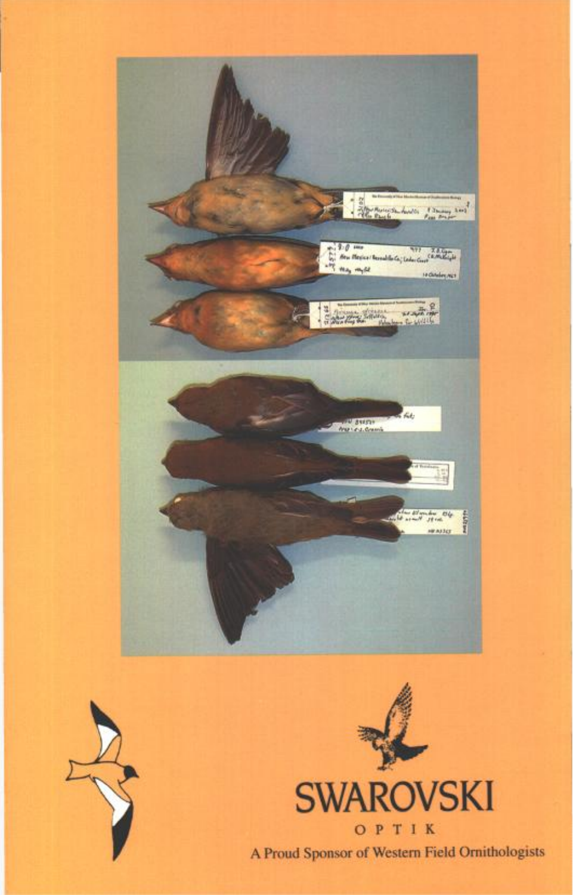SWAROVSKI

OPTIK

A Proud Sponsor of Western Field Ornithologists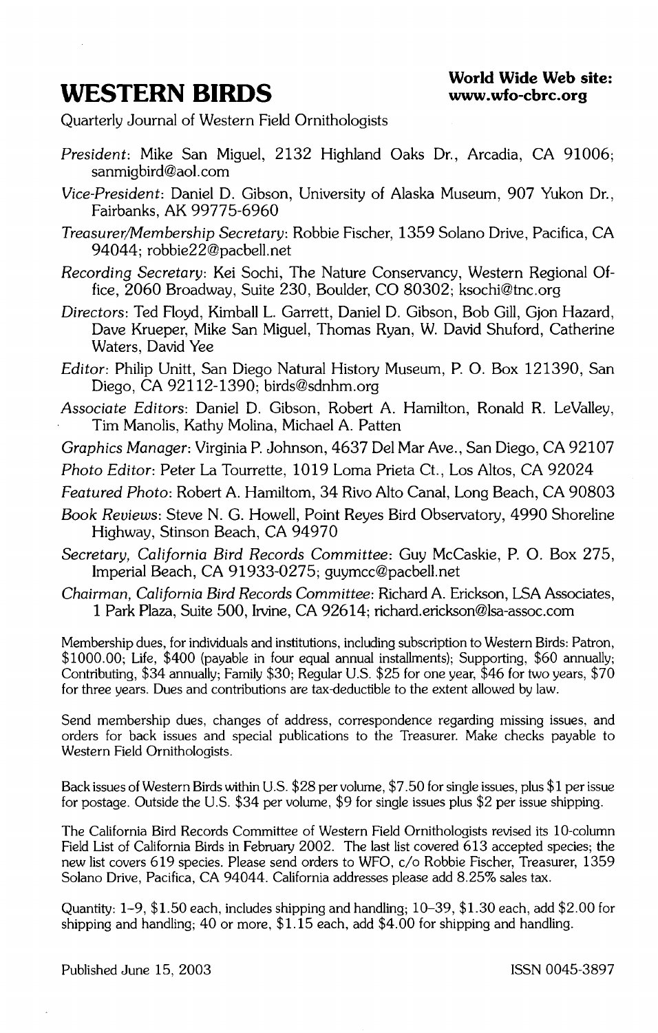# WESTERN BIRDS

**World Wide Web site:**
**www.wfo-cbrc.org**

Quarterly Journal of Western Field Ornithologists

*President*: Mike San Miguel, 2132 Highland Oaks Dr., Arcadia, CA 91006; sanmigbird@aol.com

*Vice-President*: Daniel D. Gibson, University of Alaska Museum, 907 Yukon Dr., Fairbanks, AK 99775-6960

*Treasurer/Membership Secretary*: Robbie Fischer, 1359 Solano Drive, Pacifica, CA 94044; robbie22@pacbell.net

*Recording Secretary*: Kei Sochi, The Nature Conservancy, Western Regional Office, 2060 Broadway, Suite 230, Boulder, CO 80302; ksochi@tnc.org

*Directors*: Ted Floyd, Kimball L. Garrett, Daniel D. Gibson, Bob Gill, Gjon Hazard, Dave Krueper, Mike San Miguel, Thomas Ryan, W. David Shuford, Catherine Waters, David Yee

*Editor*: Philip Unitt, San Diego Natural History Museum, P. O. Box 121390, San Diego, CA 92112-1390; birds@sdnhm.org

*Associate Editors*: Daniel D. Gibson, Robert A. Hamilton, Ronald R. LeValley, Tim Manolis, Kathy Molina, Michael A. Patten

*Graphics Manager*: Virginia P. Johnson, 4637 Del Mar Ave., San Diego, CA 92107

*Photo Editor*: Peter La Tourrette, 1019 Loma Prieta Ct., Los Altos, CA 94024

*Featured Photo*: Robert A. Hamiltom, 34 Rivo Alto Canal, Long Beach, CA 90803

*Book Reviews*: Steve N. G. Howell, Point Reyes Bird Observatory, 4990 Shoreline Highway, Stinson Beach, CA 94970

*Secretary, California Bird Records Committee*: Guy McCaskie, P. O. Box 275, Imperial Beach, CA 91933-0275; guymcc@pacbell.net

*Chairman, California Bird Records Committee*: Richard A. Erickson, LSA Associates, 1 Park Plaza, Suite 500, Irvine, CA 92614; richard.erickson@lsa-assoc.com

Membership dues, for individuals and institutions, including subscription to Western Birds: Patron, $1000.00; Life, $400 (payable in four equal annual installments); Supporting, $60 annually; Contributing, $34 annually; Family $30; Regular U.S. $25 for one year, $46 for two years, $70 for three years. Dues and contributions are tax-deductible to the extent allowed by law.

Send membership dues, changes of address, correspondence regarding missing issues, and orders for back issues and special publications to the Treasurer. Make checks payable to Western Field Ornithologists.

Back issues of Western Birds within U.S. $28 per volume, $7.50 for single issues, plus $1 per issue for postage. Outside the U.S. $34 per volume, $9 for single issues plus $2 per issue shipping.

The California Bird Records Committee of Western Field Ornithologists revised its 10-column Field List of California Birds in February 2002. The last list covered 613 accepted species; the new list covers 619 species. Please send orders to WFO, c/o Robbie Fischer, Treasurer, 1359 Solano Drive, Pacifica, CA 94044. California addresses please add 8.25% sales tax.

Quantity: 1–9, $1.50 each, includes shipping and handling; 10–39, $1.30 each, add $2.00 for shipping and handling; 40 or more, $1.15 each, add $4.00 for shipping and handling.

Published June 15, 2003

ISSN 0045-3897